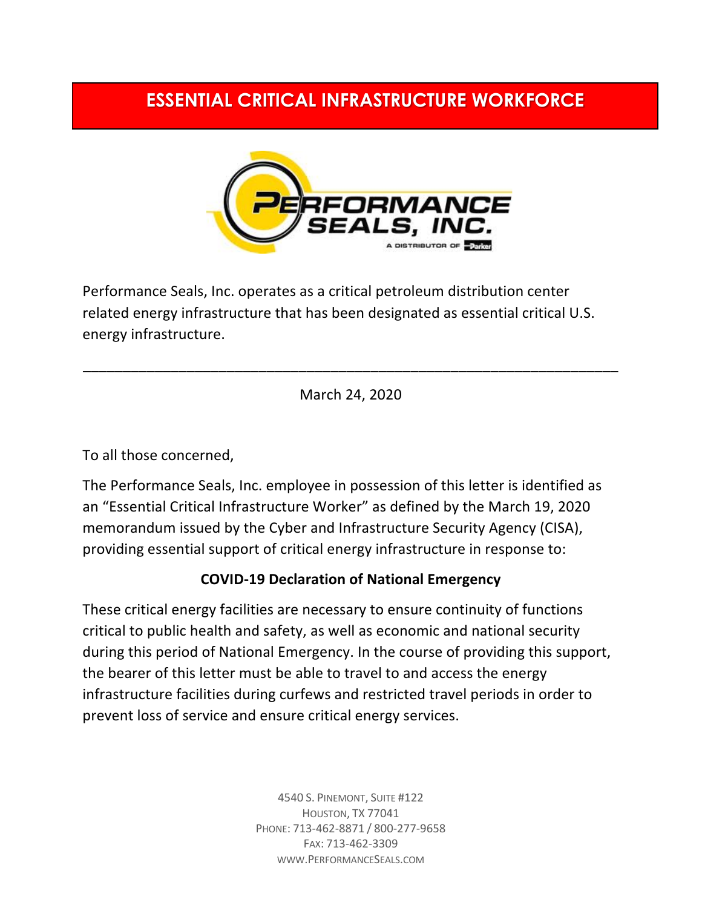# ESSENTIAL CRITICAL INFRASTRUCTURE WORKFORCE

PERFORMANCE SEALS, INC.

A DISTRIBUTOR OF Parker

Performance Seals, Inc. operates as a critical petroleum distribution center related energy infrastructure that has been designated as essential critical U.S. energy infrastructure.

---

March 24, 2020

To all those concerned,

The Performance Seals, Inc. employee in possession of this letter is identified as an “Essential Critical Infrastructure Worker” as defined by the March 19, 2020 memorandum issued by the Cyber and Infrastructure Security Agency (CISA), providing essential support of critical energy infrastructure in response to:

**COVID-19 Declaration of National Emergency**

These critical energy facilities are necessary to ensure continuity of functions critical to public health and safety, as well as economic and national security during this period of National Emergency. In the course of providing this support, the bearer of this letter must be able to travel to and access the energy infrastructure facilities during curfews and restricted travel periods in order to prevent loss of service and ensure critical energy services.

4540 S. Pinemont, Suite #122
Houston, TX 77041
Phone: 713-462-8871 / 800-277-9658
Fax: 713-462-3309
www.PerformanceSeals.com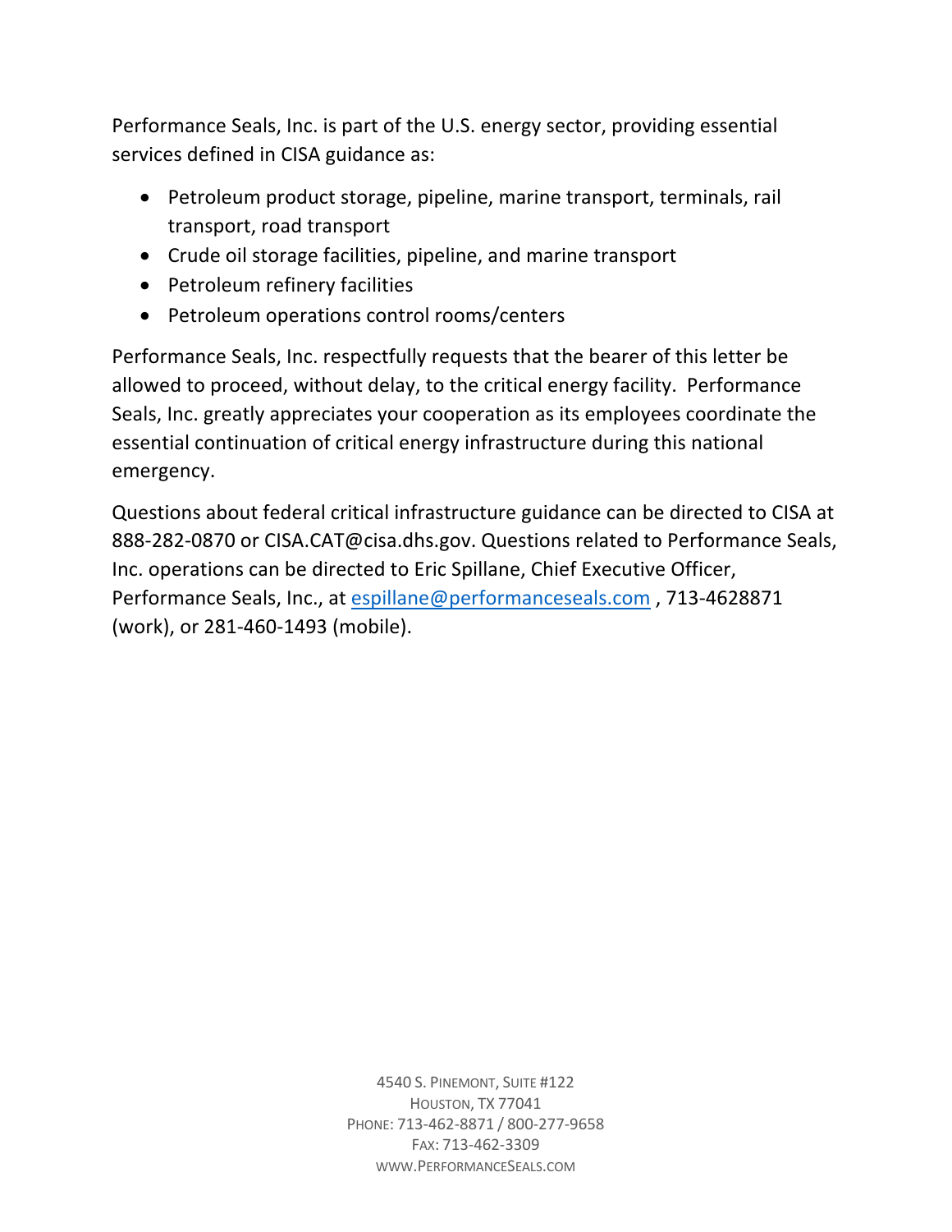Performance Seals, Inc. is part of the U.S. energy sector, providing essential services defined in CISA guidance as:

- Petroleum product storage, pipeline, marine transport, terminals, rail transport, road transport
- Crude oil storage facilities, pipeline, and marine transport
- Petroleum refinery facilities
- Petroleum operations control rooms/centers

Performance Seals, Inc. respectfully requests that the bearer of this letter be allowed to proceed, without delay, to the critical energy facility. Performance Seals, Inc. greatly appreciates your cooperation as its employees coordinate the essential continuation of critical energy infrastructure during this national emergency.

Questions about federal critical infrastructure guidance can be directed to CISA at 888-282-0870 or CISA.CAT@cisa.dhs.gov. Questions related to Performance Seals, Inc. operations can be directed to Eric Spillane, Chief Executive Officer, Performance Seals, Inc., at espillane@performanceseals.com , 713-4628871 (work), or 281-460-1493 (mobile).

4540 S. Pinemont, Suite #122
Houston, TX 77041
Phone: 713-462-8871 / 800-277-9658
Fax: 713-462-3309
www.PerformanceSeals.com